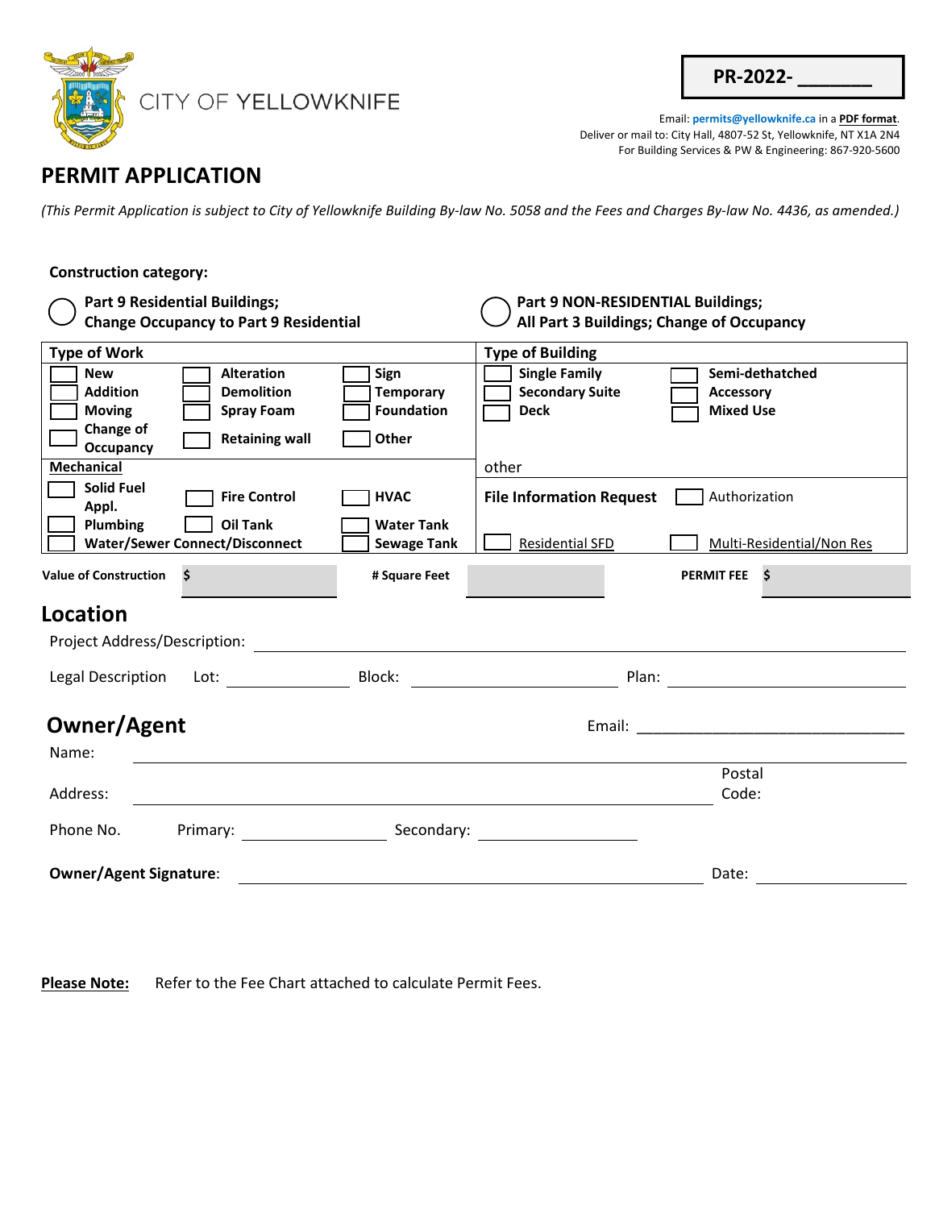CITY OF YELLOWKNIFE

**PR-2022- _______**

Email: **permits@yellowknife.ca** in a **PDF format**.
Deliver or mail to: City Hall, 4807-52 St, Yellowknife, NT X1A 2N4
For Building Services & PW & Engineering: 867-920-5600

# PERMIT APPLICATION

*(This Permit Application is subject to City of Yellowknife Building By-law No. 5058 and the Fees and Charges By-law No. 4436, as amended.)*

**Construction category:**

○ **Part 9 Residential Buildings; Change Occupancy to Part 9 Residential**

○ **Part 9 NON-RESIDENTIAL Buildings; All Part 3 Buildings; Change of Occupancy**

| **Type of Work** | | | **Type of Building** | |
|---|---|---|---|---|
| ☐ **New** | ☐ **Alteration** | ☐ **Sign** | ☐ **Single Family** | ☐ **Semi-dethatched** |
| ☐ **Addition** | ☐ **Demolition** | ☐ **Temporary** | ☐ **Secondary Suite** | ☐ **Accessory** |
| ☐ **Moving** | ☐ **Spray Foam** | ☐ **Foundation** | ☐ **Deck** | ☐ **Mixed Use** |
| ☐ **Change of Occupancy** | ☐ **Retaining wall** | ☐ **Other** | | |
| **Mechanical** | | | other | |
| ☐ **Solid Fuel Appl.** | ☐ **Fire Control** | ☐ **HVAC** | **File Information Request** | ☐ Authorization |
| ☐ **Plumbing** | ☐ **Oil Tank** | ☐ **Water Tank** | | |
| ☐ **Water/Sewer Connect/Disconnect** | | ☐ **Sewage Tank** | ☐ Residential SFD | ☐ Multi-Residential/Non Res |

**Value of Construction** $ __________ **# Square Feet** __________ **PERMIT FEE** $ __________

## Location

Project Address/Description: ______________________________

Legal Description Lot: __________ Block: __________ Plan: __________

## Owner/Agent

Email: ______________________________

Name: ______________________________

Address: ______________________________ Postal Code:

Phone No. Primary: __________ Secondary: __________

**Owner/Agent Signature**: ______________________________ Date: __________

**Please Note:** Refer to the Fee Chart attached to calculate Permit Fees.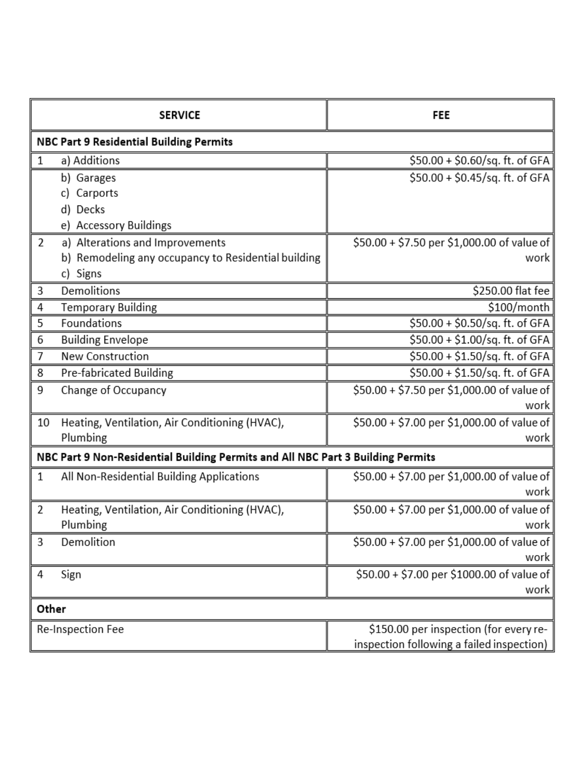| SERVICE | FEE |
| --- | --- |
| **NBC Part 9 Residential Building Permits** | |
| 1 a) Additions | $50.00 + $0.60/sq. ft. of GFA |
| b) Garages<br>c) Carports<br>d) Decks<br>e) Accessory Buildings | $50.00 + $0.45/sq. ft. of GFA |
| 2 a) Alterations and Improvements<br>b) Remodeling any occupancy to Residential building<br>c) Signs | $50.00 + $7.50 per $1,000.00 of value of work |
| 3 Demolitions | $250.00 flat fee |
| 4 Temporary Building | $100/month |
| 5 Foundations | $50.00 + $0.50/sq. ft. of GFA |
| 6 Building Envelope | $50.00 + $1.00/sq. ft. of GFA |
| 7 New Construction | $50.00 + $1.50/sq. ft. of GFA |
| 8 Pre-fabricated Building | $50.00 + $1.50/sq. ft. of GFA |
| 9 Change of Occupancy | $50.00 + $7.50 per $1,000.00 of value of work |
| 10 Heating, Ventilation, Air Conditioning (HVAC), Plumbing | $50.00 + $7.00 per $1,000.00 of value of work |
| **NBC Part 9 Non-Residential Building Permits and All NBC Part 3 Building Permits** | |
| 1 All Non-Residential Building Applications | $50.00 + $7.00 per $1,000.00 of value of work |
| 2 Heating, Ventilation, Air Conditioning (HVAC), Plumbing | $50.00 + $7.00 per $1,000.00 of value of work |
| 3 Demolition | $50.00 + $7.00 per $1,000.00 of value of work |
| 4 Sign | $50.00 + $7.00 per $1000.00 of value of work |
| **Other** | |
| Re-Inspection Fee | $150.00 per inspection (for every re-inspection following a failed inspection) |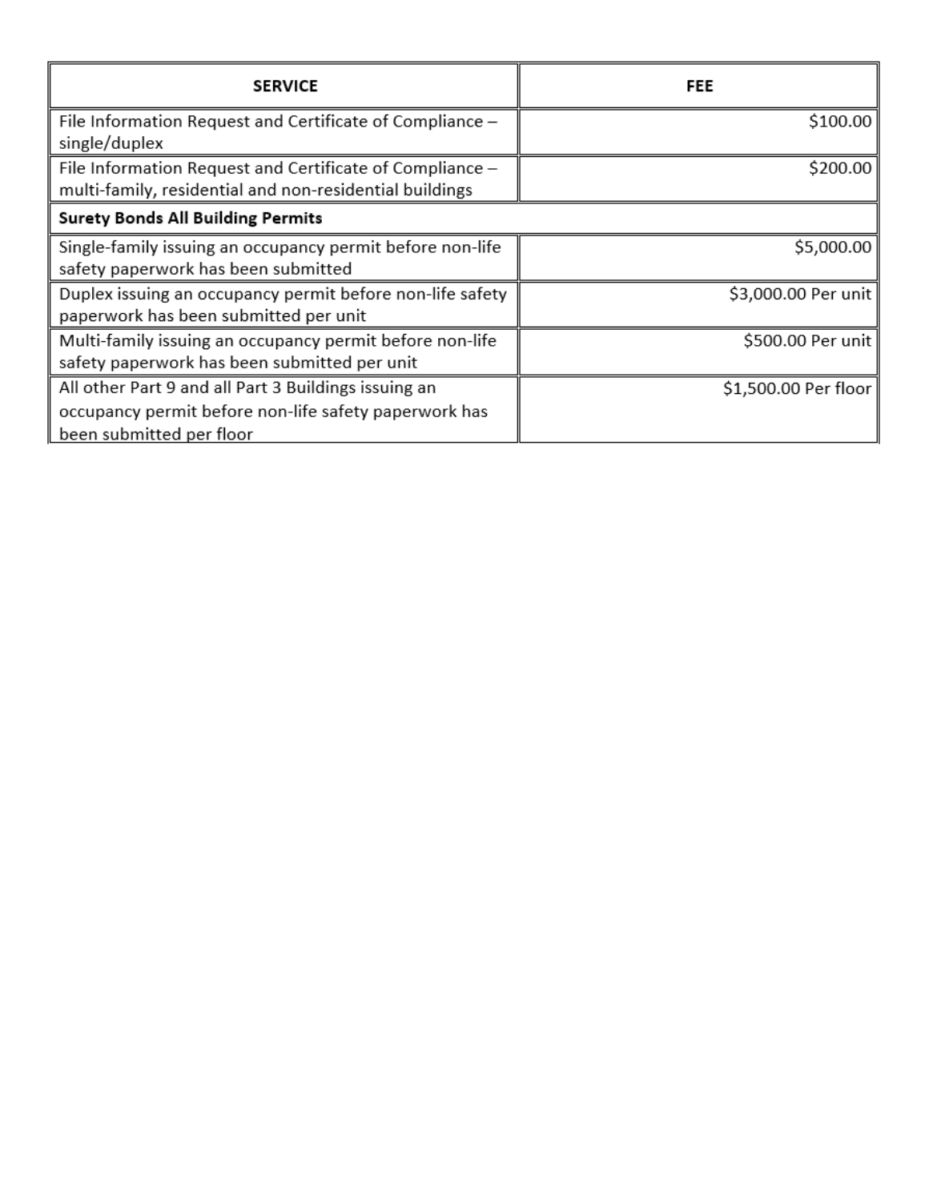| SERVICE | FEE |
| --- | --- |
| File Information Request and Certificate of Compliance – single/duplex | $100.00 |
| File Information Request and Certificate of Compliance – multi-family, residential and non-residential buildings | $200.00 |
| **Surety Bonds All Building Permits** | |
| Single-family issuing an occupancy permit before non-life safety paperwork has been submitted | $5,000.00 |
| Duplex issuing an occupancy permit before non-life safety paperwork has been submitted per unit | $3,000.00 Per unit |
| Multi-family issuing an occupancy permit before non-life safety paperwork has been submitted per unit | $500.00 Per unit |
| All other Part 9 and all Part 3 Buildings issuing an occupancy permit before non-life safety paperwork has been submitted per floor | $1,500.00 Per floor |